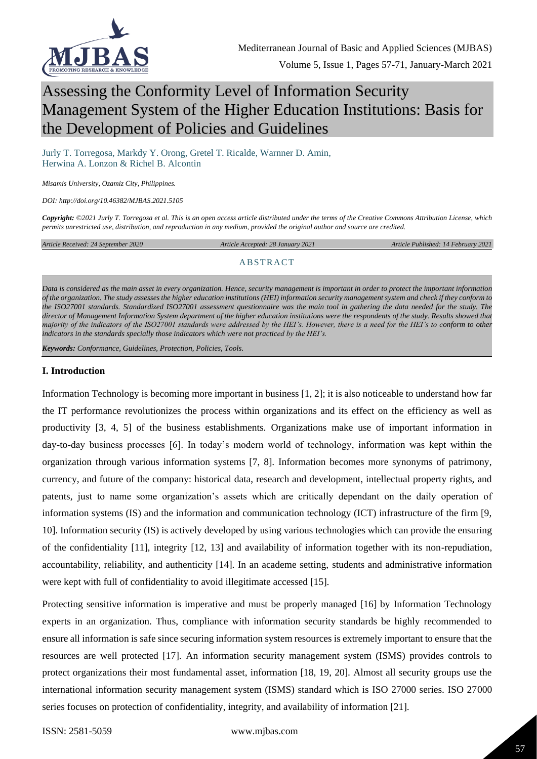# Assessing the Conformity Level of Information Security Management System of the Higher Education Institutions: Basis for the Development of Policies and Guidelines

Jurly T. Torregosa, Markdy Y. Orong, Gretel T. Ricalde, Warnner D. Amin, Herwina A. Lonzon & Richel B. Alcontin

*Misamis University, Ozamiz City, Philippines.*

*DOI: http://doi.org/10.46382/MJBAS.2021.5105*

*Copyright: ©2021 Jurly T. Torregosa et al. This is an open access article distributed under the terms of the Creative Commons Attribution License, which permits unrestricted use, distribution, and reproduction in any medium, provided the original author and source are credited.*

*Article Received: 24 September 2020* | *Article Accepted: 28 January 2021* | *Article Published: 14 February 2021*

## ABSTRACT

*Data is considered as the main asset in every organization. Hence, security management is important in order to protect the important information of the organization. The study assesses the higher education institutions (HEI) information security management system and check if they conform to the ISO27001 standards. Standardized ISO27001 assessment questionnaire was the main tool in gathering the data needed for the study. The director of Management Information System department of the higher education institutions were the respondents of the study. Results showed that majority of the indicators of the ISO27001 standards were addressed by the HEI's. However, there is a need for the HEI's to conform to other indicators in the standards specially those indicators which were not practiced by the HEI's.*

***Keywords:** Conformance, Guidelines, Protection, Policies, Tools.*

## I. Introduction

Information Technology is becoming more important in business [1, 2]; it is also noticeable to understand how far the IT performance revolutionizes the process within organizations and its effect on the efficiency as well as productivity [3, 4, 5] of the business establishments. Organizations make use of important information in day-to-day business processes [6]. In today's modern world of technology, information was kept within the organization through various information systems [7, 8]. Information becomes more synonyms of patrimony, currency, and future of the company: historical data, research and development, intellectual property rights, and patents, just to name some organization's assets which are critically dependant on the daily operation of information systems (IS) and the information and communication technology (ICT) infrastructure of the firm [9, 10]. Information security (IS) is actively developed by using various technologies which can provide the ensuring of the confidentiality [11], integrity [12, 13] and availability of information together with its non-repudiation, accountability, reliability, and authenticity [14]. In an academe setting, students and administrative information were kept with full of confidentiality to avoid illegitimate accessed [15].

Protecting sensitive information is imperative and must be properly managed [16] by Information Technology experts in an organization. Thus, compliance with information security standards be highly recommended to ensure all information is safe since securing information system resources is extremely important to ensure that the resources are well protected [17]. An information security management system (ISMS) provides controls to protect organizations their most fundamental asset, information [18, 19, 20]. Almost all security groups use the international information security management system (ISMS) standard which is ISO 27000 series. ISO 27000 series focuses on protection of confidentiality, integrity, and availability of information [21].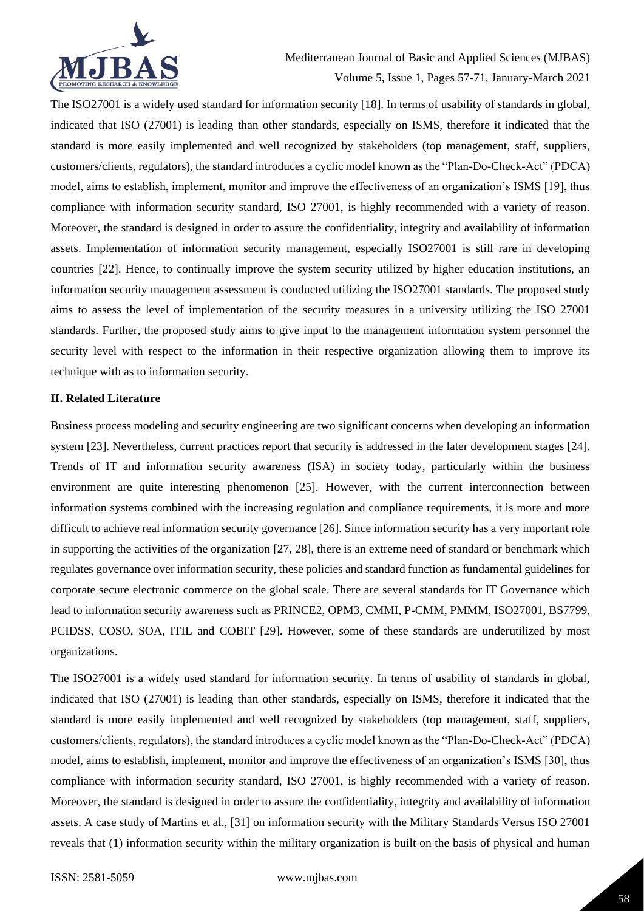The ISO27001 is a widely used standard for information security [18]. In terms of usability of standards in global, indicated that ISO (27001) is leading than other standards, especially on ISMS, therefore it indicated that the standard is more easily implemented and well recognized by stakeholders (top management, staff, suppliers, customers/clients, regulators), the standard introduces a cyclic model known as the "Plan-Do-Check-Act" (PDCA) model, aims to establish, implement, monitor and improve the effectiveness of an organization's ISMS [19], thus compliance with information security standard, ISO 27001, is highly recommended with a variety of reason. Moreover, the standard is designed in order to assure the confidentiality, integrity and availability of information assets. Implementation of information security management, especially ISO27001 is still rare in developing countries [22]. Hence, to continually improve the system security utilized by higher education institutions, an information security management assessment is conducted utilizing the ISO27001 standards. The proposed study aims to assess the level of implementation of the security measures in a university utilizing the ISO 27001 standards. Further, the proposed study aims to give input to the management information system personnel the security level with respect to the information in their respective organization allowing them to improve its technique with as to information security.

## II. Related Literature

Business process modeling and security engineering are two significant concerns when developing an information system [23]. Nevertheless, current practices report that security is addressed in the later development stages [24]. Trends of IT and information security awareness (ISA) in society today, particularly within the business environment are quite interesting phenomenon [25]. However, with the current interconnection between information systems combined with the increasing regulation and compliance requirements, it is more and more difficult to achieve real information security governance [26]. Since information security has a very important role in supporting the activities of the organization [27, 28], there is an extreme need of standard or benchmark which regulates governance over information security, these policies and standard function as fundamental guidelines for corporate secure electronic commerce on the global scale. There are several standards for IT Governance which lead to information security awareness such as PRINCE2, OPM3, CMMI, P-CMM, PMMM, ISO27001, BS7799, PCIDSS, COSO, SOA, ITIL and COBIT [29]. However, some of these standards are underutilized by most organizations.

The ISO27001 is a widely used standard for information security. In terms of usability of standards in global, indicated that ISO (27001) is leading than other standards, especially on ISMS, therefore it indicated that the standard is more easily implemented and well recognized by stakeholders (top management, staff, suppliers, customers/clients, regulators), the standard introduces a cyclic model known as the "Plan-Do-Check-Act" (PDCA) model, aims to establish, implement, monitor and improve the effectiveness of an organization's ISMS [30], thus compliance with information security standard, ISO 27001, is highly recommended with a variety of reason. Moreover, the standard is designed in order to assure the confidentiality, integrity and availability of information assets. A case study of Martins et al., [31] on information security with the Military Standards Versus ISO 27001 reveals that (1) information security within the military organization is built on the basis of physical and human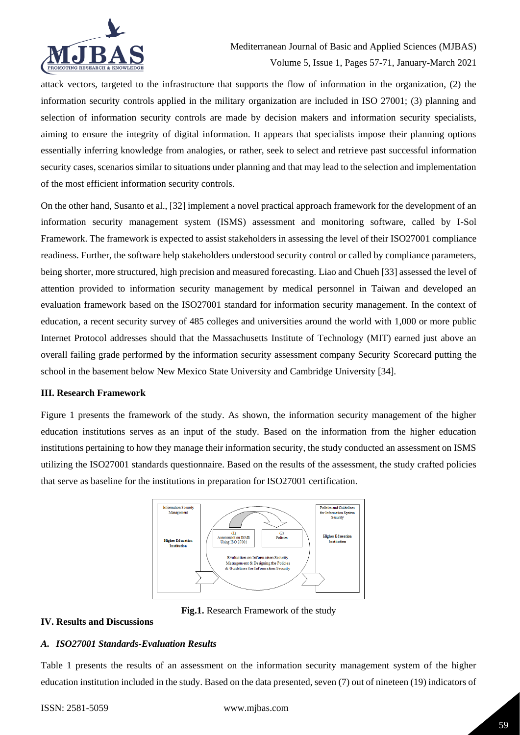attack vectors, targeted to the infrastructure that supports the flow of information in the organization, (2) the information security controls applied in the military organization are included in ISO 27001; (3) planning and selection of information security controls are made by decision makers and information security specialists, aiming to ensure the integrity of digital information. It appears that specialists impose their planning options essentially inferring knowledge from analogies, or rather, seek to select and retrieve past successful information security cases, scenarios similar to situations under planning and that may lead to the selection and implementation of the most efficient information security controls.

On the other hand, Susanto et al., [32] implement a novel practical approach framework for the development of an information security management system (ISMS) assessment and monitoring software, called by I-Sol Framework. The framework is expected to assist stakeholders in assessing the level of their ISO27001 compliance readiness. Further, the software help stakeholders understood security control or called by compliance parameters, being shorter, more structured, high precision and measured forecasting. Liao and Chueh [33] assessed the level of attention provided to information security management by medical personnel in Taiwan and developed an evaluation framework based on the ISO27001 standard for information security management. In the context of education, a recent security survey of 485 colleges and universities around the world with 1,000 or more public Internet Protocol addresses should that the Massachusetts Institute of Technology (MIT) earned just above an overall failing grade performed by the information security assessment company Security Scorecard putting the school in the basement below New Mexico State University and Cambridge University [34].

### III. Research Framework

Figure 1 presents the framework of the study. As shown, the information security management of the higher education institutions serves as an input of the study. Based on the information from the higher education institutions pertaining to how they manage their information security, the study conducted an assessment on ISMS utilizing the ISO27001 standards questionnaire. Based on the results of the assessment, the study crafted policies that serve as baseline for the institutions in preparation for ISO27001 certification.

**Fig.1.** Research Framework of the study

### IV. Results and Discussions

#### *A. ISO27001 Standards-Evaluation Results*

Table 1 presents the results of an assessment on the information security management system of the higher education institution included in the study. Based on the data presented, seven (7) out of nineteen (19) indicators of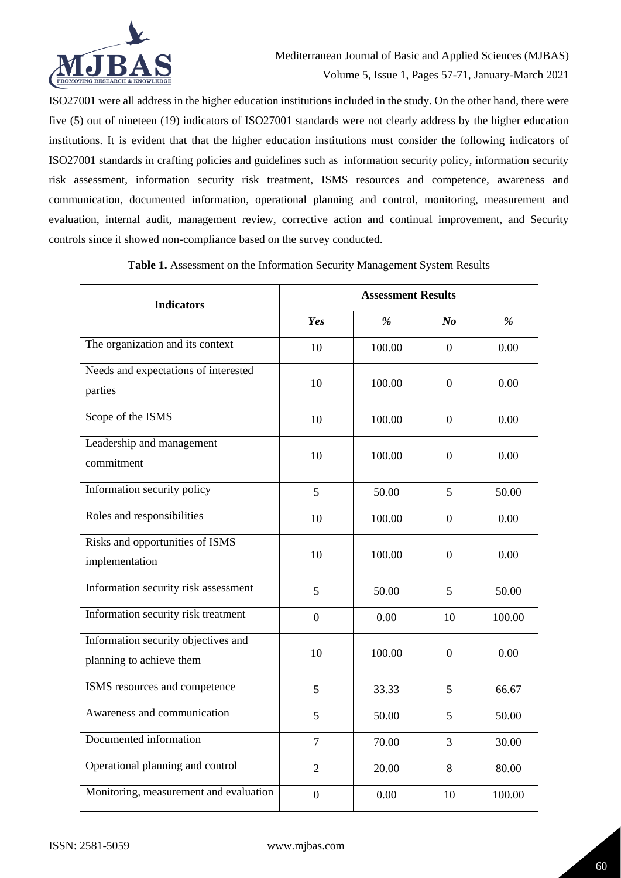ISO27001 were all address in the higher education institutions included in the study. On the other hand, there were five (5) out of nineteen (19) indicators of ISO27001 standards were not clearly address by the higher education institutions. It is evident that that the higher education institutions must consider the following indicators of ISO27001 standards in crafting policies and guidelines such as information security policy, information security risk assessment, information security risk treatment, ISMS resources and competence, awareness and communication, documented information, operational planning and control, monitoring, measurement and evaluation, internal audit, management review, corrective action and continual improvement, and Security controls since it showed non-compliance based on the survey conducted.

**Table 1.** Assessment on the Information Security Management System Results

| Indicators | Assessment Results | | | |
|---|---|---|---|---|
| | ***Yes*** | ***%*** | ***No*** | ***%*** |
| The organization and its context | 10 | 100.00 | 0 | 0.00 |
| Needs and expectations of interested parties | 10 | 100.00 | 0 | 0.00 |
| Scope of the ISMS | 10 | 100.00 | 0 | 0.00 |
| Leadership and management commitment | 10 | 100.00 | 0 | 0.00 |
| Information security policy | 5 | 50.00 | 5 | 50.00 |
| Roles and responsibilities | 10 | 100.00 | 0 | 0.00 |
| Risks and opportunities of ISMS implementation | 10 | 100.00 | 0 | 0.00 |
| Information security risk assessment | 5 | 50.00 | 5 | 50.00 |
| Information security risk treatment | 0 | 0.00 | 10 | 100.00 |
| Information security objectives and planning to achieve them | 10 | 100.00 | 0 | 0.00 |
| ISMS resources and competence | 5 | 33.33 | 5 | 66.67 |
| Awareness and communication | 5 | 50.00 | 5 | 50.00 |
| Documented information | 7 | 70.00 | 3 | 30.00 |
| Operational planning and control | 2 | 20.00 | 8 | 80.00 |
| Monitoring, measurement and evaluation | 0 | 0.00 | 10 | 100.00 |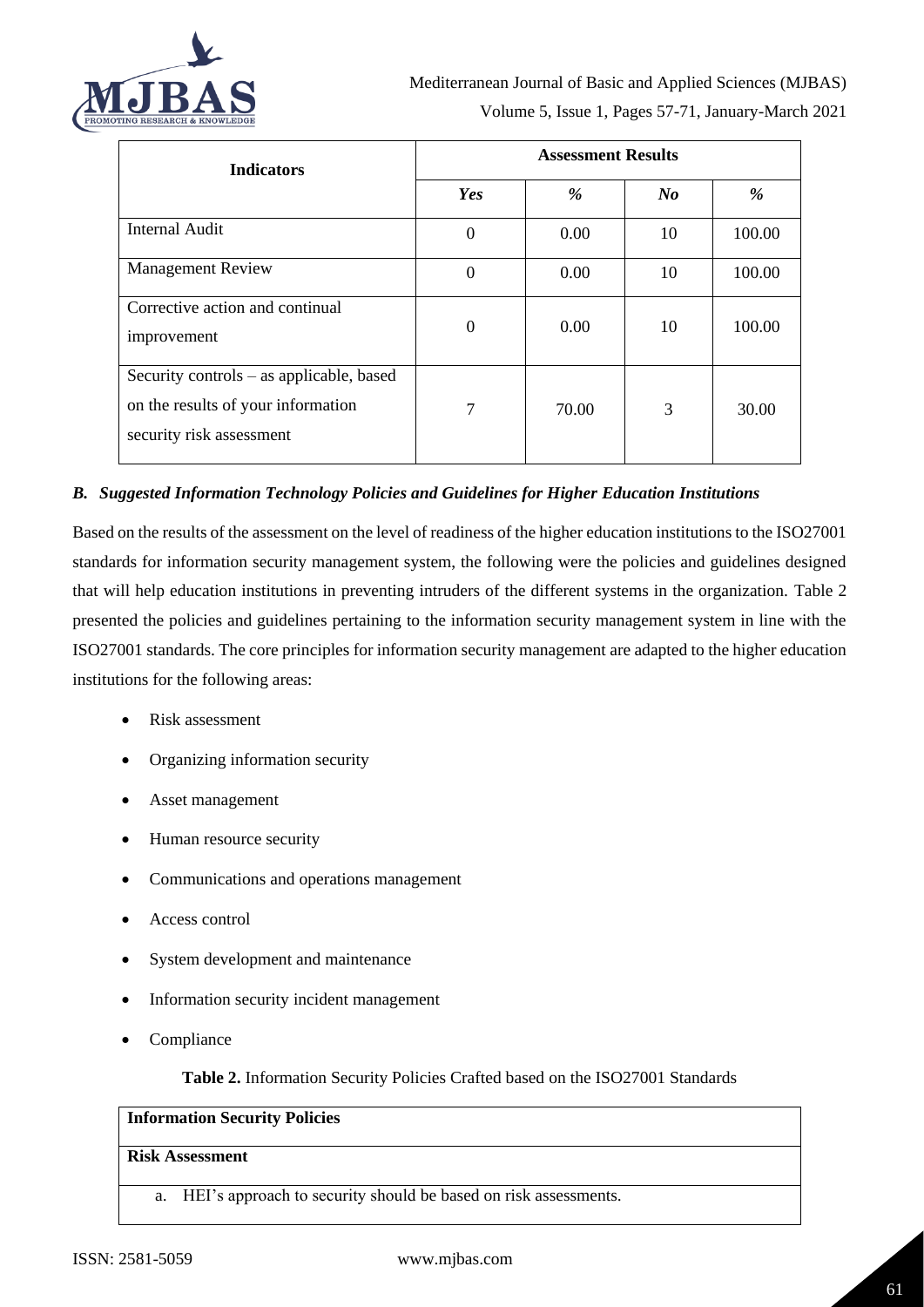| Indicators | Assessment Results | | | |
|---|---|---|---|---|
| | *Yes* | *%* | *No* | *%* |
| Internal Audit | 0 | 0.00 | 10 | 100.00 |
| Management Review | 0 | 0.00 | 10 | 100.00 |
| Corrective action and continual improvement | 0 | 0.00 | 10 | 100.00 |
| Security controls – as applicable, based on the results of your information security risk assessment | 7 | 70.00 | 3 | 30.00 |

### *B. Suggested Information Technology Policies and Guidelines for Higher Education Institutions*

Based on the results of the assessment on the level of readiness of the higher education institutions to the ISO27001 standards for information security management system, the following were the policies and guidelines designed that will help education institutions in preventing intruders of the different systems in the organization. Table 2 presented the policies and guidelines pertaining to the information security management system in line with the ISO27001 standards. The core principles for information security management are adapted to the higher education institutions for the following areas:

- Risk assessment
- Organizing information security
- Asset management
- Human resource security
- Communications and operations management
- Access control
- System development and maintenance
- Information security incident management
- Compliance

**Table 2.** Information Security Policies Crafted based on the ISO27001 Standards

| **Information Security Policies** |
|---|
| **Risk Assessment** |
| a. HEI's approach to security should be based on risk assessments. |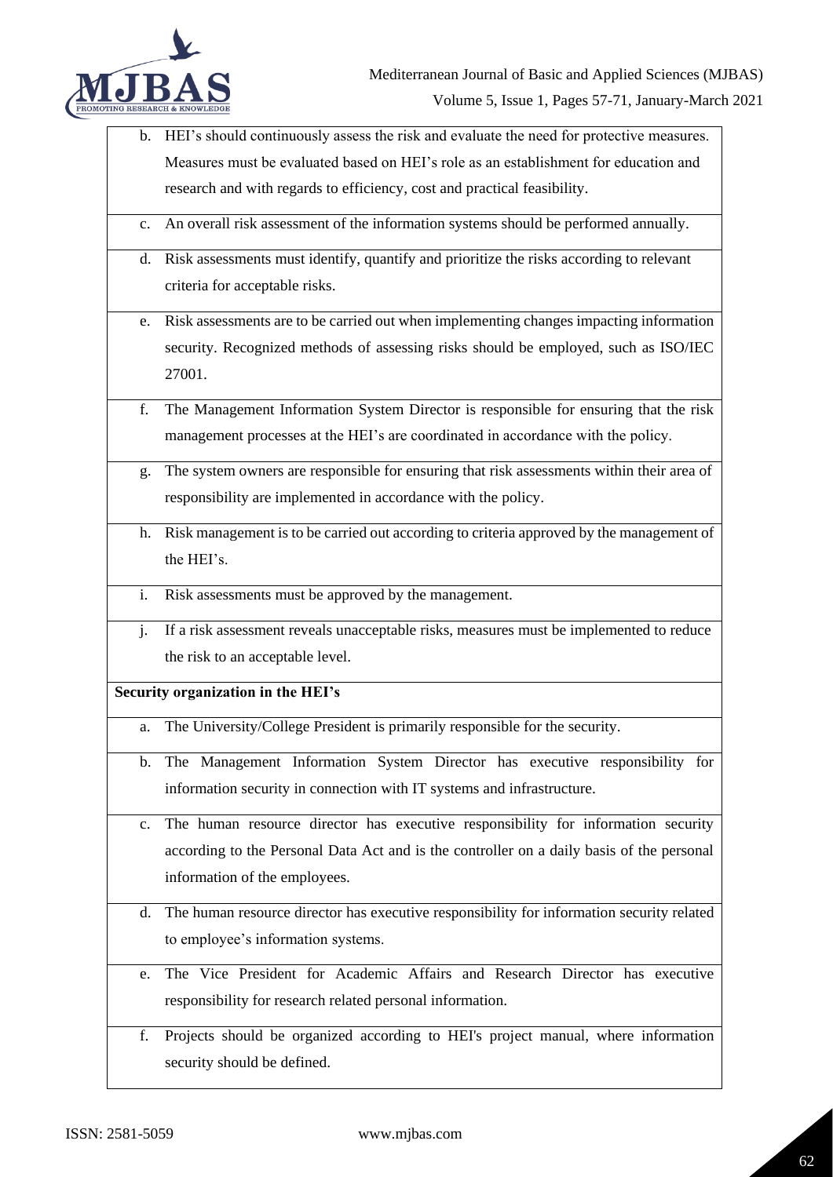| |
|---|
| b. HEI's should continuously assess the risk and evaluate the need for protective measures. Measures must be evaluated based on HEI's role as an establishment for education and research and with regards to efficiency, cost and practical feasibility. |
| c. An overall risk assessment of the information systems should be performed annually. |
| d. Risk assessments must identify, quantify and prioritize the risks according to relevant criteria for acceptable risks. |
| e. Risk assessments are to be carried out when implementing changes impacting information security. Recognized methods of assessing risks should be employed, such as ISO/IEC 27001. |
| f. The Management Information System Director is responsible for ensuring that the risk management processes at the HEI's are coordinated in accordance with the policy. |
| g. The system owners are responsible for ensuring that risk assessments within their area of responsibility are implemented in accordance with the policy. |
| h. Risk management is to be carried out according to criteria approved by the management of the HEI's. |
| i. Risk assessments must be approved by the management. |
| j. If a risk assessment reveals unacceptable risks, measures must be implemented to reduce the risk to an acceptable level. |
| **Security organization in the HEI's** |
| a. The University/College President is primarily responsible for the security. |
| b. The Management Information System Director has executive responsibility for information security in connection with IT systems and infrastructure. |
| c. The human resource director has executive responsibility for information security according to the Personal Data Act and is the controller on a daily basis of the personal information of the employees. |
| d. The human resource director has executive responsibility for information security related to employee's information systems. |
| e. The Vice President for Academic Affairs and Research Director has executive responsibility for research related personal information. |
| f. Projects should be organized according to HEI's project manual, where information security should be defined. |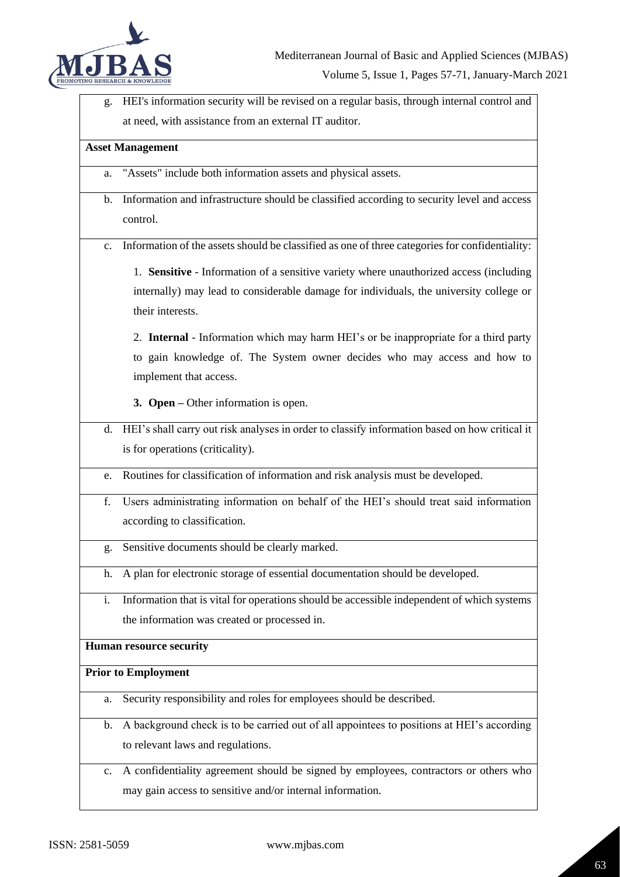g. HEI's information security will be revised on a regular basis, through internal control and at need, with assistance from an external IT auditor.

**Asset Management**

a. "Assets" include both information assets and physical assets.

b. Information and infrastructure should be classified according to security level and access control.

c. Information of the assets should be classified as one of three categories for confidentiality:

1. **Sensitive** - Information of a sensitive variety where unauthorized access (including internally) may lead to considerable damage for individuals, the university college or their interests.

2. **Internal** - Information which may harm HEI's or be inappropriate for a third party to gain knowledge of. The System owner decides who may access and how to implement that access.

3. **Open –** Other information is open.

d. HEI's shall carry out risk analyses in order to classify information based on how critical it is for operations (criticality).

e. Routines for classification of information and risk analysis must be developed.

f. Users administrating information on behalf of the HEI's should treat said information according to classification.

g. Sensitive documents should be clearly marked.

h. A plan for electronic storage of essential documentation should be developed.

i. Information that is vital for operations should be accessible independent of which systems the information was created or processed in.

**Human resource security**

**Prior to Employment**

a. Security responsibility and roles for employees should be described.

b. A background check is to be carried out of all appointees to positions at HEI's according to relevant laws and regulations.

c. A confidentiality agreement should be signed by employees, contractors or others who may gain access to sensitive and/or internal information.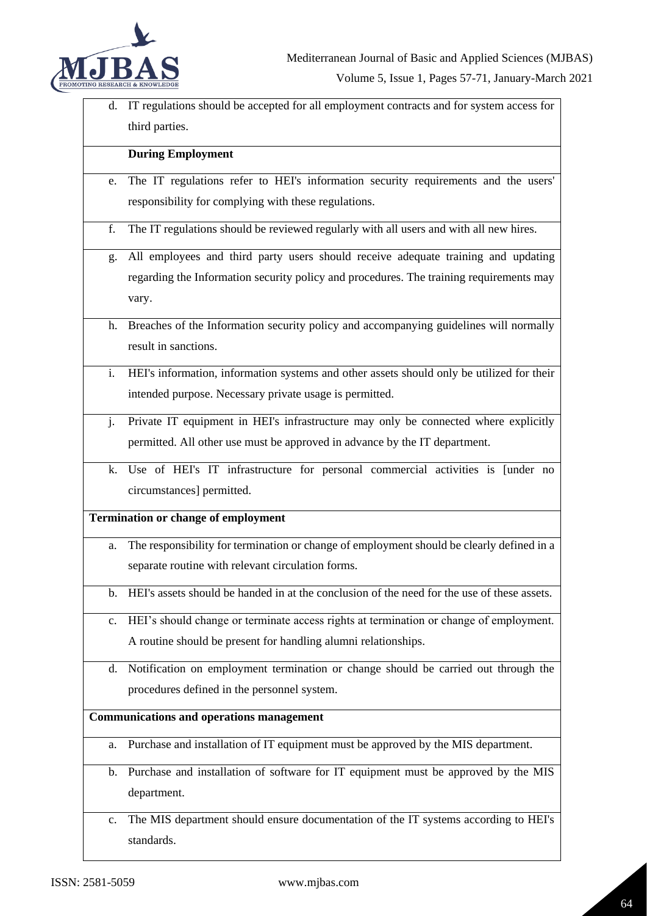| | |
|---|---|
| d. | IT regulations should be accepted for all employment contracts and for system access for third parties. |
| | **During Employment** |
| e. | The IT regulations refer to HEI's information security requirements and the users' responsibility for complying with these regulations. |
| f. | The IT regulations should be reviewed regularly with all users and with all new hires. |
| g. | All employees and third party users should receive adequate training and updating regarding the Information security policy and procedures. The training requirements may vary. |
| h. | Breaches of the Information security policy and accompanying guidelines will normally result in sanctions. |
| i. | HEI's information, information systems and other assets should only be utilized for their intended purpose. Necessary private usage is permitted. |
| j. | Private IT equipment in HEI's infrastructure may only be connected where explicitly permitted. All other use must be approved in advance by the IT department. |
| k. | Use of HEI's IT infrastructure for personal commercial activities is [under no circumstances] permitted. |
| **Termination or change of employment** | |
| a. | The responsibility for termination or change of employment should be clearly defined in a separate routine with relevant circulation forms. |
| b. | HEI's assets should be handed in at the conclusion of the need for the use of these assets. |
| c. | HEI's should change or terminate access rights at termination or change of employment. A routine should be present for handling alumni relationships. |
| d. | Notification on employment termination or change should be carried out through the procedures defined in the personnel system. |
| **Communications and operations management** | |
| a. | Purchase and installation of IT equipment must be approved by the MIS department. |
| b. | Purchase and installation of software for IT equipment must be approved by the MIS department. |
| c. | The MIS department should ensure documentation of the IT systems according to HEI's standards. |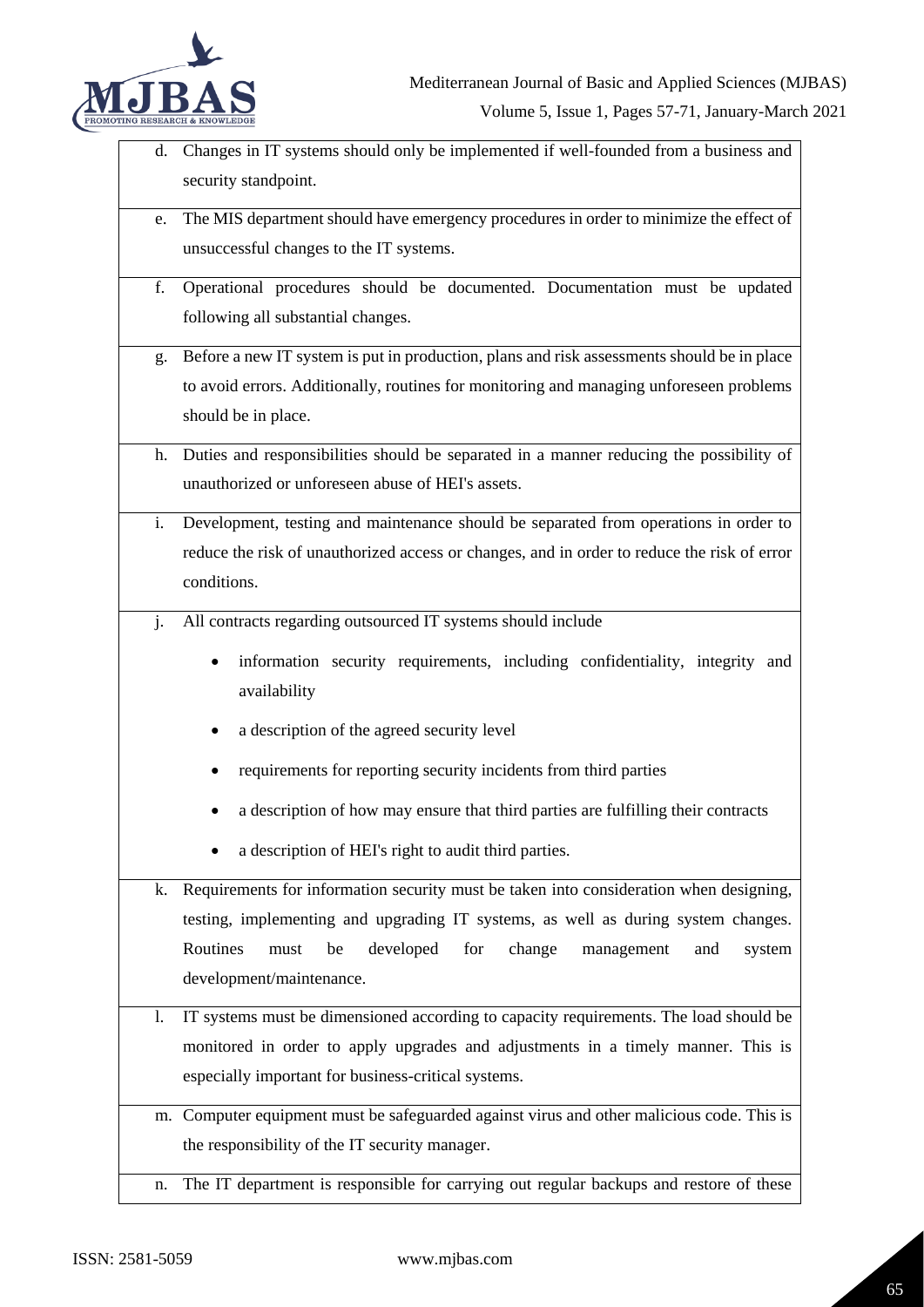d. Changes in IT systems should only be implemented if well-founded from a business and security standpoint.

e. The MIS department should have emergency procedures in order to minimize the effect of unsuccessful changes to the IT systems.

f. Operational procedures should be documented. Documentation must be updated following all substantial changes.

g. Before a new IT system is put in production, plans and risk assessments should be in place to avoid errors. Additionally, routines for monitoring and managing unforeseen problems should be in place.

h. Duties and responsibilities should be separated in a manner reducing the possibility of unauthorized or unforeseen abuse of HEI's assets.

i. Development, testing and maintenance should be separated from operations in order to reduce the risk of unauthorized access or changes, and in order to reduce the risk of error conditions.

j. All contracts regarding outsourced IT systems should include

   - information security requirements, including confidentiality, integrity and availability
   - a description of the agreed security level
   - requirements for reporting security incidents from third parties
   - a description of how may ensure that third parties are fulfilling their contracts
   - a description of HEI's right to audit third parties.

k. Requirements for information security must be taken into consideration when designing, testing, implementing and upgrading IT systems, as well as during system changes. Routines must be developed for change management and system development/maintenance.

l. IT systems must be dimensioned according to capacity requirements. The load should be monitored in order to apply upgrades and adjustments in a timely manner. This is especially important for business-critical systems.

m. Computer equipment must be safeguarded against virus and other malicious code. This is the responsibility of the IT security manager.

n. The IT department is responsible for carrying out regular backups and restore of these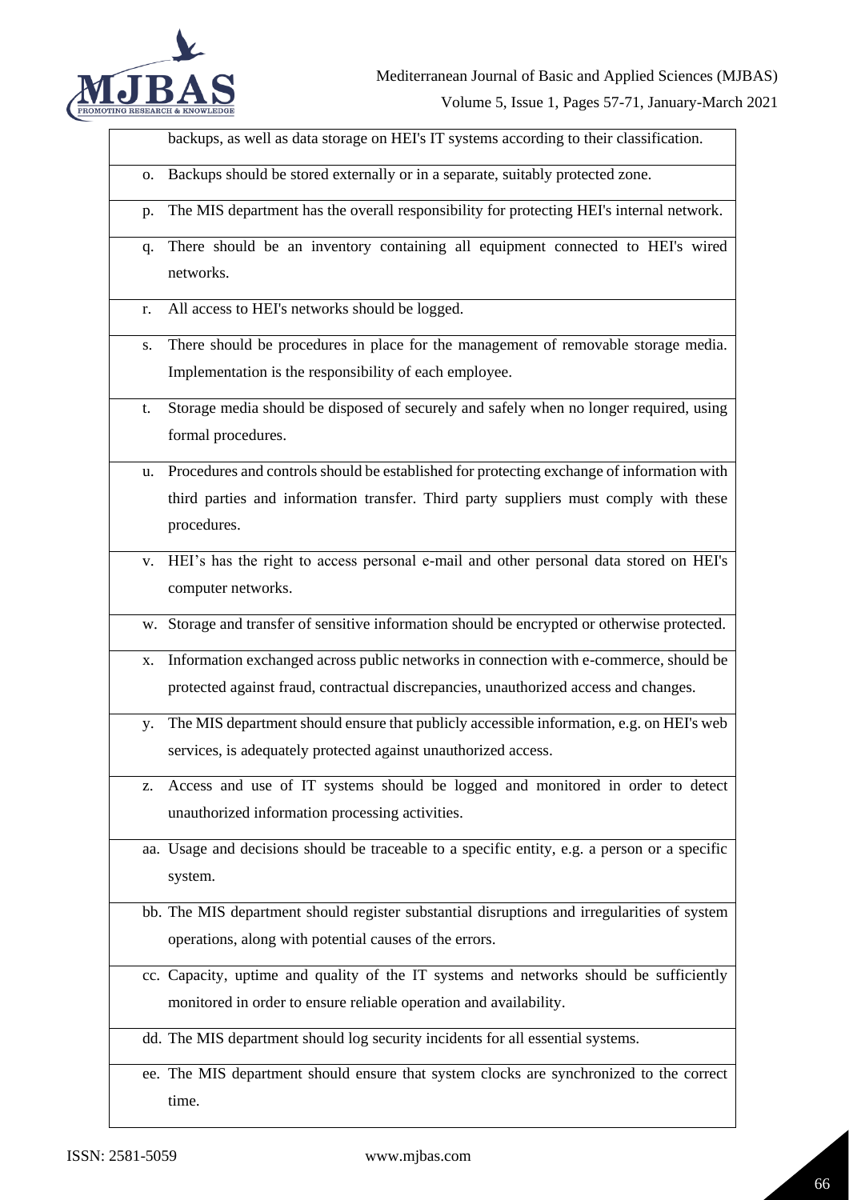| | |
|---|---|
| | backups, as well as data storage on HEI's IT systems according to their classification. |
| o. | Backups should be stored externally or in a separate, suitably protected zone. |
| p. | The MIS department has the overall responsibility for protecting HEI's internal network. |
| q. | There should be an inventory containing all equipment connected to HEI's wired networks. |
| r. | All access to HEI's networks should be logged. |
| s. | There should be procedures in place for the management of removable storage media. Implementation is the responsibility of each employee. |
| t. | Storage media should be disposed of securely and safely when no longer required, using formal procedures. |
| u. | Procedures and controls should be established for protecting exchange of information with third parties and information transfer. Third party suppliers must comply with these procedures. |
| v. | HEI's has the right to access personal e-mail and other personal data stored on HEI's computer networks. |
| w. | Storage and transfer of sensitive information should be encrypted or otherwise protected. |
| x. | Information exchanged across public networks in connection with e-commerce, should be protected against fraud, contractual discrepancies, unauthorized access and changes. |
| y. | The MIS department should ensure that publicly accessible information, e.g. on HEI's web services, is adequately protected against unauthorized access. |
| z. | Access and use of IT systems should be logged and monitored in order to detect unauthorized information processing activities. |
| aa. | Usage and decisions should be traceable to a specific entity, e.g. a person or a specific system. |
| bb. | The MIS department should register substantial disruptions and irregularities of system operations, along with potential causes of the errors. |
| cc. | Capacity, uptime and quality of the IT systems and networks should be sufficiently monitored in order to ensure reliable operation and availability. |
| dd. | The MIS department should log security incidents for all essential systems. |
| ee. | The MIS department should ensure that system clocks are synchronized to the correct time. |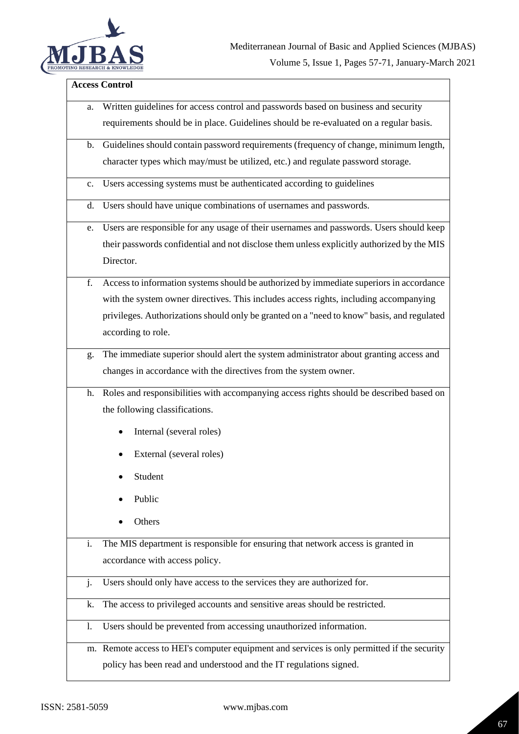| **Access Control** |
|---|
| a. Written guidelines for access control and passwords based on business and security requirements should be in place. Guidelines should be re-evaluated on a regular basis. |
| b. Guidelines should contain password requirements (frequency of change, minimum length, character types which may/must be utilized, etc.) and regulate password storage. |
| c. Users accessing systems must be authenticated according to guidelines |
| d. Users should have unique combinations of usernames and passwords. |
| e. Users are responsible for any usage of their usernames and passwords. Users should keep their passwords confidential and not disclose them unless explicitly authorized by the MIS Director. |
| f. Access to information systems should be authorized by immediate superiors in accordance with the system owner directives. This includes access rights, including accompanying privileges. Authorizations should only be granted on a "need to know" basis, and regulated according to role. |
| g. The immediate superior should alert the system administrator about granting access and changes in accordance with the directives from the system owner. |
| h. Roles and responsibilities with accompanying access rights should be described based on the following classifications. <br>• Internal (several roles) <br>• External (several roles) <br>• Student <br>• Public <br>• Others |
| i. The MIS department is responsible for ensuring that network access is granted in accordance with access policy. |
| j. Users should only have access to the services they are authorized for. |
| k. The access to privileged accounts and sensitive areas should be restricted. |
| l. Users should be prevented from accessing unauthorized information. |
| m. Remote access to HEI's computer equipment and services is only permitted if the security policy has been read and understood and the IT regulations signed. |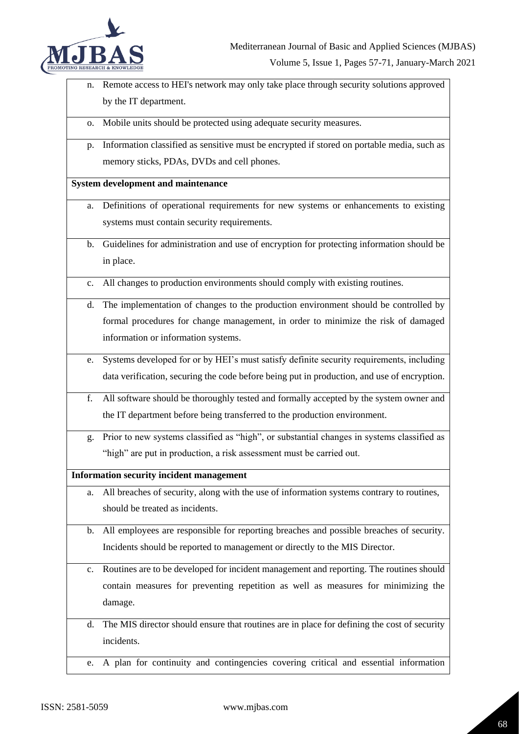| |
|---|
| n. Remote access to HEI's network may only take place through security solutions approved by the IT department. |
| o. Mobile units should be protected using adequate security measures. |
| p. Information classified as sensitive must be encrypted if stored on portable media, such as memory sticks, PDAs, DVDs and cell phones. |
| **System development and maintenance** |
| a. Definitions of operational requirements for new systems or enhancements to existing systems must contain security requirements. |
| b. Guidelines for administration and use of encryption for protecting information should be in place. |
| c. All changes to production environments should comply with existing routines. |
| d. The implementation of changes to the production environment should be controlled by formal procedures for change management, in order to minimize the risk of damaged information or information systems. |
| e. Systems developed for or by HEI's must satisfy definite security requirements, including data verification, securing the code before being put in production, and use of encryption. |
| f. All software should be thoroughly tested and formally accepted by the system owner and the IT department before being transferred to the production environment. |
| g. Prior to new systems classified as "high", or substantial changes in systems classified as "high" are put in production, a risk assessment must be carried out. |
| **Information security incident management** |
| a. All breaches of security, along with the use of information systems contrary to routines, should be treated as incidents. |
| b. All employees are responsible for reporting breaches and possible breaches of security. Incidents should be reported to management or directly to the MIS Director. |
| c. Routines are to be developed for incident management and reporting. The routines should contain measures for preventing repetition as well as measures for minimizing the damage. |
| d. The MIS director should ensure that routines are in place for defining the cost of security incidents. |
| e. A plan for continuity and contingencies covering critical and essential information |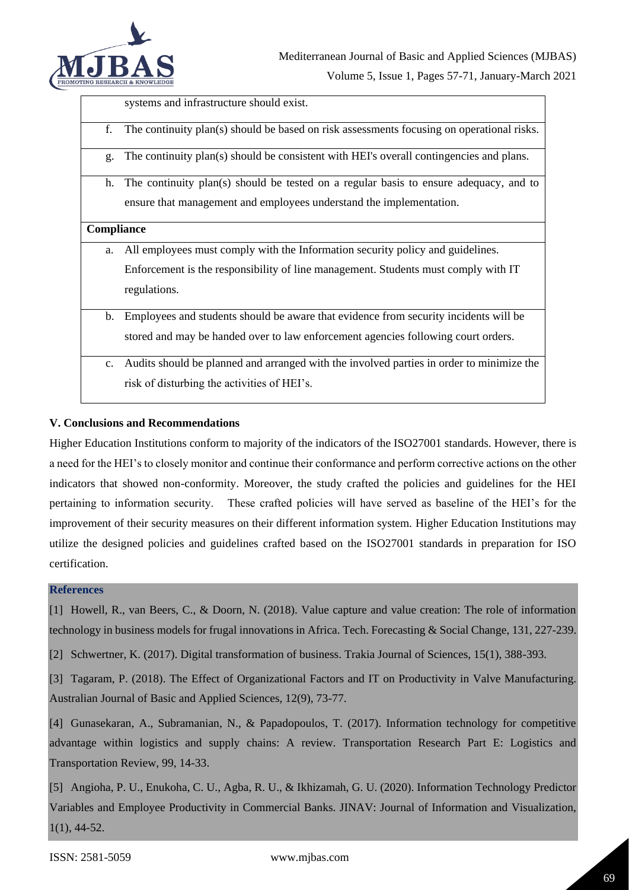| |
|---|
| systems and infrastructure should exist. |
| f. The continuity plan(s) should be based on risk assessments focusing on operational risks. |
| g. The continuity plan(s) should be consistent with HEI's overall contingencies and plans. |
| h. The continuity plan(s) should be tested on a regular basis to ensure adequacy, and to ensure that management and employees understand the implementation. |
| **Compliance** |
| a. All employees must comply with the Information security policy and guidelines. Enforcement is the responsibility of line management. Students must comply with IT regulations. |
| b. Employees and students should be aware that evidence from security incidents will be stored and may be handed over to law enforcement agencies following court orders. |
| c. Audits should be planned and arranged with the involved parties in order to minimize the risk of disturbing the activities of HEI's. |

### V. Conclusions and Recommendations

Higher Education Institutions conform to majority of the indicators of the ISO27001 standards. However, there is a need for the HEI's to closely monitor and continue their conformance and perform corrective actions on the other indicators that showed non-conformity. Moreover, the study crafted the policies and guidelines for the HEI pertaining to information security. These crafted policies will have served as baseline of the HEI's for the improvement of their security measures on their different information system. Higher Education Institutions may utilize the designed policies and guidelines crafted based on the ISO27001 standards in preparation for ISO certification.

### References

[1] Howell, R., van Beers, C., & Doorn, N. (2018). Value capture and value creation: The role of information technology in business models for frugal innovations in Africa. Tech. Forecasting & Social Change, 131, 227-239.

[2] Schwertner, K. (2017). Digital transformation of business. Trakia Journal of Sciences, 15(1), 388-393.

[3] Tagaram, P. (2018). The Effect of Organizational Factors and IT on Productivity in Valve Manufacturing. Australian Journal of Basic and Applied Sciences, 12(9), 73-77.

[4] Gunasekaran, A., Subramanian, N., & Papadopoulos, T. (2017). Information technology for competitive advantage within logistics and supply chains: A review. Transportation Research Part E: Logistics and Transportation Review, 99, 14-33.

[5] Angioha, P. U., Enukoha, C. U., Agba, R. U., & Ikhizamah, G. U. (2020). Information Technology Predictor Variables and Employee Productivity in Commercial Banks. JINAV: Journal of Information and Visualization, 1(1), 44-52.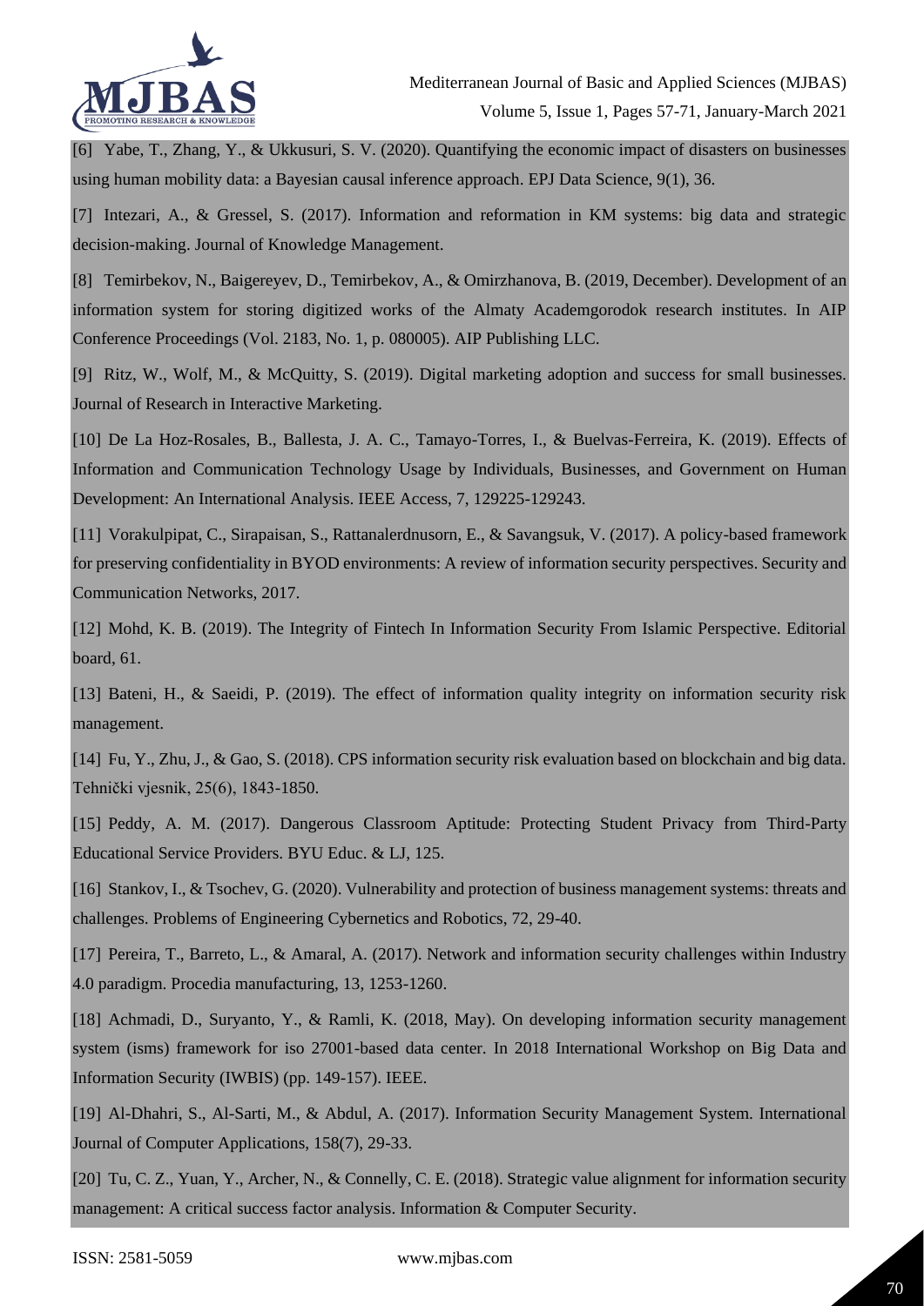[6] Yabe, T., Zhang, Y., & Ukkusuri, S. V. (2020). Quantifying the economic impact of disasters on businesses using human mobility data: a Bayesian causal inference approach. EPJ Data Science, 9(1), 36.

[7] Intezari, A., & Gressel, S. (2017). Information and reformation in KM systems: big data and strategic decision-making. Journal of Knowledge Management.

[8] Temirbekov, N., Baigereyev, D., Temirbekov, A., & Omirzhanova, B. (2019, December). Development of an information system for storing digitized works of the Almaty Academgorodok research institutes. In AIP Conference Proceedings (Vol. 2183, No. 1, p. 080005). AIP Publishing LLC.

[9] Ritz, W., Wolf, M., & McQuitty, S. (2019). Digital marketing adoption and success for small businesses. Journal of Research in Interactive Marketing.

[10] De La Hoz-Rosales, B., Ballesta, J. A. C., Tamayo-Torres, I., & Buelvas-Ferreira, K. (2019). Effects of Information and Communication Technology Usage by Individuals, Businesses, and Government on Human Development: An International Analysis. IEEE Access, 7, 129225-129243.

[11] Vorakulpipat, C., Sirapaisan, S., Rattanalerdnusorn, E., & Savangsuk, V. (2017). A policy-based framework for preserving confidentiality in BYOD environments: A review of information security perspectives. Security and Communication Networks, 2017.

[12] Mohd, K. B. (2019). The Integrity of Fintech In Information Security From Islamic Perspective. Editorial board, 61.

[13] Bateni, H., & Saeidi, P. (2019). The effect of information quality integrity on information security risk management.

[14] Fu, Y., Zhu, J., & Gao, S. (2018). CPS information security risk evaluation based on blockchain and big data. Tehnički vjesnik, 25(6), 1843-1850.

[15] Peddy, A. M. (2017). Dangerous Classroom Aptitude: Protecting Student Privacy from Third-Party Educational Service Providers. BYU Educ. & LJ, 125.

[16] Stankov, I., & Tsochev, G. (2020). Vulnerability and protection of business management systems: threats and challenges. Problems of Engineering Cybernetics and Robotics, 72, 29-40.

[17] Pereira, T., Barreto, L., & Amaral, A. (2017). Network and information security challenges within Industry 4.0 paradigm. Procedia manufacturing, 13, 1253-1260.

[18] Achmadi, D., Suryanto, Y., & Ramli, K. (2018, May). On developing information security management system (isms) framework for iso 27001-based data center. In 2018 International Workshop on Big Data and Information Security (IWBIS) (pp. 149-157). IEEE.

[19] Al-Dhahri, S., Al-Sarti, M., & Abdul, A. (2017). Information Security Management System. International Journal of Computer Applications, 158(7), 29-33.

[20] Tu, C. Z., Yuan, Y., Archer, N., & Connelly, C. E. (2018). Strategic value alignment for information security management: A critical success factor analysis. Information & Computer Security.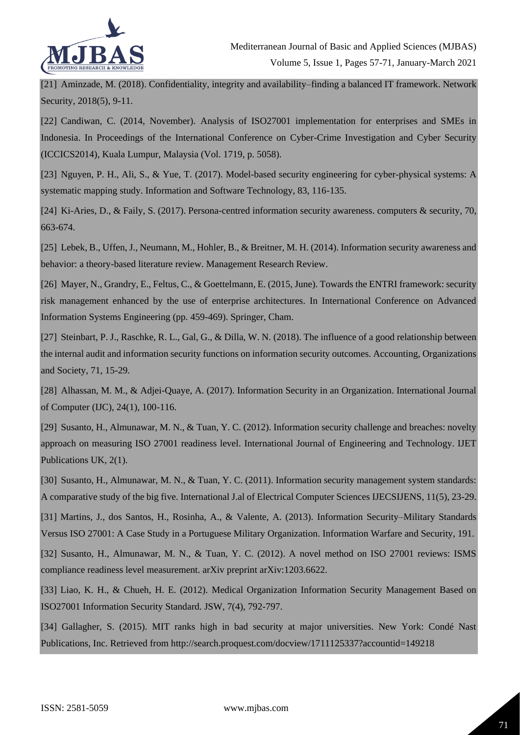[21] Aminzade, M. (2018). Confidentiality, integrity and availability–finding a balanced IT framework. Network Security, 2018(5), 9-11.

[22] Candiwan, C. (2014, November). Analysis of ISO27001 implementation for enterprises and SMEs in Indonesia. In Proceedings of the International Conference on Cyber-Crime Investigation and Cyber Security (ICCICS2014), Kuala Lumpur, Malaysia (Vol. 1719, p. 5058).

[23] Nguyen, P. H., Ali, S., & Yue, T. (2017). Model-based security engineering for cyber-physical systems: A systematic mapping study. Information and Software Technology, 83, 116-135.

[24] Ki-Aries, D., & Faily, S. (2017). Persona-centred information security awareness. computers & security, 70, 663-674.

[25] Lebek, B., Uffen, J., Neumann, M., Hohler, B., & Breitner, M. H. (2014). Information security awareness and behavior: a theory-based literature review. Management Research Review.

[26] Mayer, N., Grandry, E., Feltus, C., & Goettelmann, E. (2015, June). Towards the ENTRI framework: security risk management enhanced by the use of enterprise architectures. In International Conference on Advanced Information Systems Engineering (pp. 459-469). Springer, Cham.

[27] Steinbart, P. J., Raschke, R. L., Gal, G., & Dilla, W. N. (2018). The influence of a good relationship between the internal audit and information security functions on information security outcomes. Accounting, Organizations and Society, 71, 15-29.

[28] Alhassan, M. M., & Adjei-Quaye, A. (2017). Information Security in an Organization. International Journal of Computer (IJC), 24(1), 100-116.

[29] Susanto, H., Almunawar, M. N., & Tuan, Y. C. (2012). Information security challenge and breaches: novelty approach on measuring ISO 27001 readiness level. International Journal of Engineering and Technology. IJET Publications UK, 2(1).

[30] Susanto, H., Almunawar, M. N., & Tuan, Y. C. (2011). Information security management system standards: A comparative study of the big five. International J.al of Electrical Computer Sciences IJECSIJENS, 11(5), 23-29.

[31] Martins, J., dos Santos, H., Rosinha, A., & Valente, A. (2013). Information Security–Military Standards Versus ISO 27001: A Case Study in a Portuguese Military Organization. Information Warfare and Security, 191.

[32] Susanto, H., Almunawar, M. N., & Tuan, Y. C. (2012). A novel method on ISO 27001 reviews: ISMS compliance readiness level measurement. arXiv preprint arXiv:1203.6622.

[33] Liao, K. H., & Chueh, H. E. (2012). Medical Organization Information Security Management Based on ISO27001 Information Security Standard. JSW, 7(4), 792-797.

[34] Gallagher, S. (2015). MIT ranks high in bad security at major universities. New York: Condé Nast Publications, Inc. Retrieved from http://search.proquest.com/docview/1711125337?accountid=149218